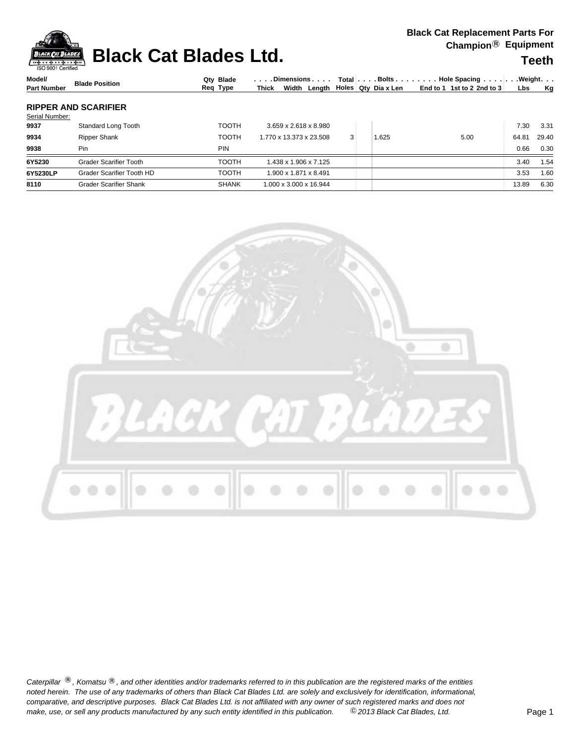# Black Cat Blades Ltd.

**Black Cat Replacement Parts For Champion® Equipment**

## Teeth

| Model/ Part Number | Blade Position | Qty Req | Blade Type | Dimensions Thick x Width x Length | Total Holes | Bolts Qty | Bolts Dia x Len | Hole Spacing End to 1 | Hole Spacing 1st to 2 | Hole Spacing 2nd to 3 | Weight Lbs | Weight Kg |
|---|---|---|---|---|---|---|---|---|---|---|---|---|
| **RIPPER AND SCARIFIER** | | | | | | | | | | | | |
| Serial Number: | | | | | | | | | | | | |
| **9937** | Standard Long Tooth | | TOOTH | 3.659 x 2.618 x 8.980 | | | | | | | 7.30 | 3.31 |
| **9934** | Ripper Shank | | TOOTH | 1.770 x 13.373 x 23.508 | 3 | | 1.625 | | 5.00 | | 64.81 | 29.40 |
| **9938** | Pin | | PIN | | | | | | | | 0.66 | 0.30 |
| **6Y5230** | Grader Scarifier Tooth | | TOOTH | 1.438 x 1.906 x 7.125 | | | | | | | 3.40 | 1.54 |
| **6Y5230LP** | Grader Scarifier Tooth HD | | TOOTH | 1.900 x 1.871 x 8.491 | | | | | | | 3.53 | 1.60 |
| **8110** | Grader Scarifier Shank | | SHANK | 1.000 x 3.000 x 16.944 | | | | | | | 13.89 | 6.30 |

*Caterpillar ®, Komatsu ®, and other identities and/or trademarks referred to in this publication are the registered marks of the entities noted herein. The use of any trademarks of others than Black Cat Blades Ltd. are solely and exclusively for identification, informational, comparative, and descriptive purposes. Black Cat Blades Ltd. is not affiliated with any owner of such registered marks and does not make, use, or sell any products manufactured by any such entity identified in this publication. © 2013 Black Cat Blades, Ltd.*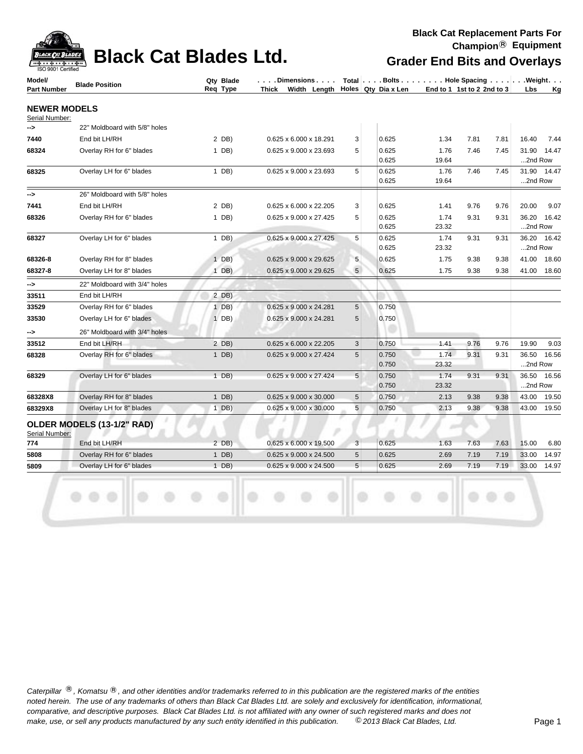# Black Cat Blades Ltd.

**Black Cat Replacement Parts For Champion® Equipment**

**Grader End Bits and Overlays**

| Model/ Part Number | Blade Position | Qty Req | Blade Type | Dimensions Thick x Width x Length | Total Holes | Bolts Qty | Bolts Dia x Len | Hole Spacing End to 1 | Hole Spacing 1st to 2 | Hole Spacing 2nd to 3 | Weight Lbs | Weight Kg |
|---|---|---|---|---|---|---|---|---|---|---|---|---|
| **NEWER MODELS** | | | | | | | | | | | | |
| Serial Number: | | | | | | | | | | | | |
| --> | 22" Moldboard with 5/8" holes | | | | | | | | | | | |
| 7440 | End bit LH/RH | 2 | DB) | 0.625 x 6.000 x 18.291 | 3 | | 0.625 | 1.34 | 7.81 | 7.81 | 16.40 | 7.44 |
| 68324 | Overlay RH for 6" blades | 1 | DB) | 0.625 x 9.000 x 23.693 | 5 | | 0.625 | 1.76 | 7.46 | 7.45 | 31.90 | 14.47 |
| | | | | | | | 0.625 | 19.64 | | | ...2nd Row | |
| 68325 | Overlay LH for 6" blades | 1 | DB) | 0.625 x 9.000 x 23.693 | 5 | | 0.625 | 1.76 | 7.46 | 7.45 | 31.90 | 14.47 |
| | | | | | | | 0.625 | 19.64 | | | ...2nd Row | |
| --> | 26" Moldboard with 5/8" holes | | | | | | | | | | | |
| 7441 | End bit LH/RH | 2 | DB) | 0.625 x 6.000 x 22.205 | 3 | | 0.625 | 1.41 | 9.76 | 9.76 | 20.00 | 9.07 |
| 68326 | Overlay RH for 6" blades | 1 | DB) | 0.625 x 9.000 x 27.425 | 5 | | 0.625 | 1.74 | 9.31 | 9.31 | 36.20 | 16.42 |
| | | | | | | | 0.625 | 23.32 | | | ...2nd Row | |
| 68327 | Overlay LH for 6" blades | 1 | DB) | 0.625 x 9.000 x 27.425 | 5 | | 0.625 | 1.74 | 9.31 | 9.31 | 36.20 | 16.42 |
| | | | | | | | 0.625 | 23.32 | | | ...2nd Row | |
| 68326-8 | Overlay RH for 8" blades | 1 | DB) | 0.625 x 9.000 x 29.625 | 5 | | 0.625 | 1.75 | 9.38 | 9.38 | 41.00 | 18.60 |
| 68327-8 | Overlay LH for 8" blades | 1 | DB) | 0.625 x 9.000 x 29.625 | 5 | | 0.625 | 1.75 | 9.38 | 9.38 | 41.00 | 18.60 |
| --> | 22" Moldboard with 3/4" holes | | | | | | | | | | | |
| 33511 | End bit LH/RH | 2 | DB) | | | | | | | | | |
| 33529 | Overlay RH for 6" blades | 1 | DB) | 0.625 x 9.000 x 24.281 | 5 | | 0.750 | | | | | |
| 33530 | Overlay LH for 6" blades | 1 | DB) | 0.625 x 9.000 x 24.281 | 5 | | 0.750 | | | | | |
| --> | 26" Moldboard with 3/4" holes | | | | | | | | | | | |
| 33512 | End bit LH/RH | 2 | DB) | 0.625 x 6.000 x 22.205 | 3 | | 0.750 | 1.41 | 9.76 | 9.76 | 19.90 | 9.03 |
| 68328 | Overlay RH for 6" blades | 1 | DB) | 0.625 x 9.000 x 27.424 | 5 | | 0.750 | 1.74 | 9.31 | 9.31 | 36.50 | 16.56 |
| | | | | | | | 0.750 | 23.32 | | | ...2nd Row | |
| 68329 | Overlay LH for 6" blades | 1 | DB) | 0.625 x 9.000 x 27.424 | 5 | | 0.750 | 1.74 | 9.31 | 9.31 | 36.50 | 16.56 |
| | | | | | | | 0.750 | 23.32 | | | ...2nd Row | |
| 68328X8 | Overlay RH for 8" blades | 1 | DB) | 0.625 x 9.000 x 30.000 | 5 | | 0.750 | 2.13 | 9.38 | 9.38 | 43.00 | 19.50 |
| 68329X8 | Overlay LH for 8" blades | 1 | DB) | 0.625 x 9.000 x 30.000 | 5 | | 0.750 | 2.13 | 9.38 | 9.38 | 43.00 | 19.50 |
| **OLDER MODELS (13-1/2" RAD)** | | | | | | | | | | | | |
| Serial Number: | | | | | | | | | | | | |
| 774 | End bit LH/RH | 2 | DB) | 0.625 x 6.000 x 19.500 | 3 | | 0.625 | 1.63 | 7.63 | 7.63 | 15.00 | 6.80 |
| 5808 | Overlay RH for 6" blades | 1 | DB) | 0.625 x 9.000 x 24.500 | 5 | | 0.625 | 2.69 | 7.19 | 7.19 | 33.00 | 14.97 |
| 5809 | Overlay LH for 6" blades | 1 | DB) | 0.625 x 9.000 x 24.500 | 5 | | 0.625 | 2.69 | 7.19 | 7.19 | 33.00 | 14.97 |

*Caterpillar ®, Komatsu ®, and other identities and/or trademarks referred to in this publication are the registered marks of the entities noted herein. The use of any trademarks of others than Black Cat Blades Ltd. are solely and exclusively for identification, informational, comparative, and descriptive purposes. Black Cat Blades Ltd. is not affiliated with any owner of such registered marks and does not make, use, or sell any products manufactured by any such entity identified in this publication. © 2013 Black Cat Blades, Ltd.*